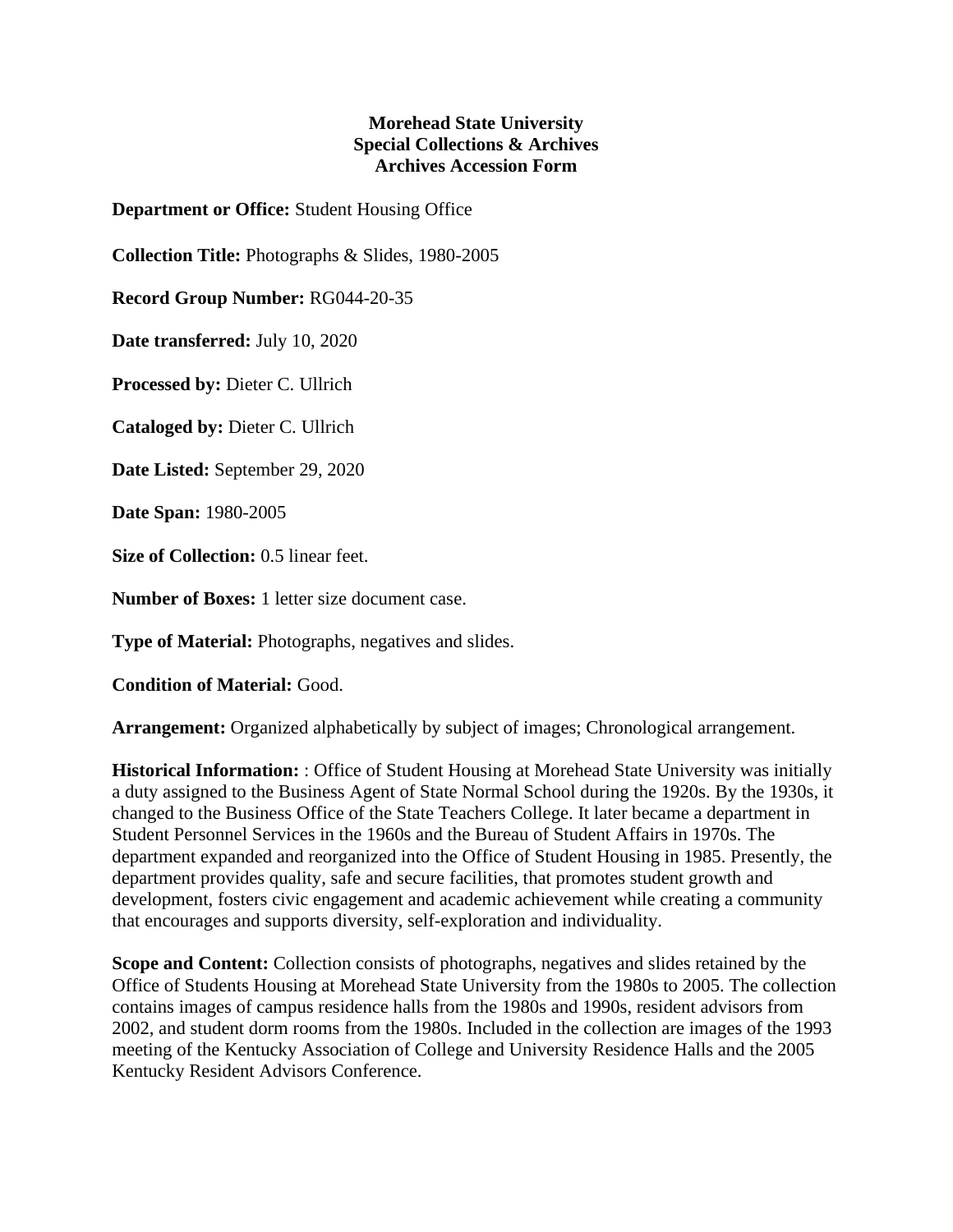**Morehead State University**
**Special Collections & Archives**
**Archives Accession Form**

**Department or Office:** Student Housing Office

**Collection Title:** Photographs & Slides, 1980-2005

**Record Group Number:** RG044-20-35

**Date transferred:** July 10, 2020

**Processed by:** Dieter C. Ullrich

**Cataloged by:** Dieter C. Ullrich

**Date Listed:** September 29, 2020

**Date Span:** 1980-2005

**Size of Collection:** 0.5 linear feet.

**Number of Boxes:** 1 letter size document case.

**Type of Material:** Photographs, negatives and slides.

**Condition of Material:** Good.

**Arrangement:** Organized alphabetically by subject of images; Chronological arrangement.

**Historical Information:** : Office of Student Housing at Morehead State University was initially a duty assigned to the Business Agent of State Normal School during the 1920s. By the 1930s, it changed to the Business Office of the State Teachers College. It later became a department in Student Personnel Services in the 1960s and the Bureau of Student Affairs in 1970s. The department expanded and reorganized into the Office of Student Housing in 1985. Presently, the department provides quality, safe and secure facilities, that promotes student growth and development, fosters civic engagement and academic achievement while creating a community that encourages and supports diversity, self-exploration and individuality.

**Scope and Content:** Collection consists of photographs, negatives and slides retained by the Office of Students Housing at Morehead State University from the 1980s to 2005. The collection contains images of campus residence halls from the 1980s and 1990s, resident advisors from 2002, and student dorm rooms from the 1980s. Included in the collection are images of the 1993 meeting of the Kentucky Association of College and University Residence Halls and the 2005 Kentucky Resident Advisors Conference.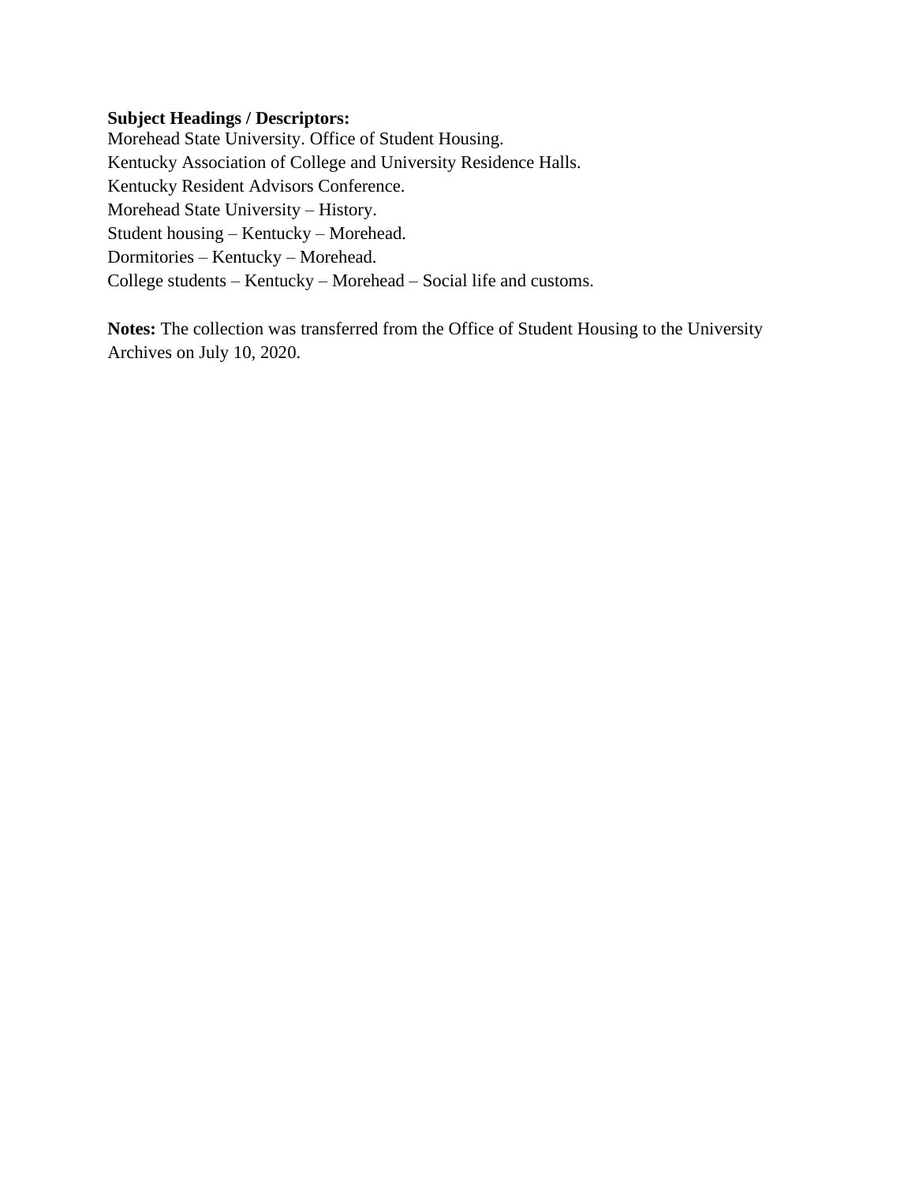**Subject Headings / Descriptors:**
Morehead State University. Office of Student Housing.
Kentucky Association of College and University Residence Halls.
Kentucky Resident Advisors Conference.
Morehead State University – History.
Student housing – Kentucky – Morehead.
Dormitories – Kentucky – Morehead.
College students – Kentucky – Morehead – Social life and customs.

**Notes:** The collection was transferred from the Office of Student Housing to the University Archives on July 10, 2020.